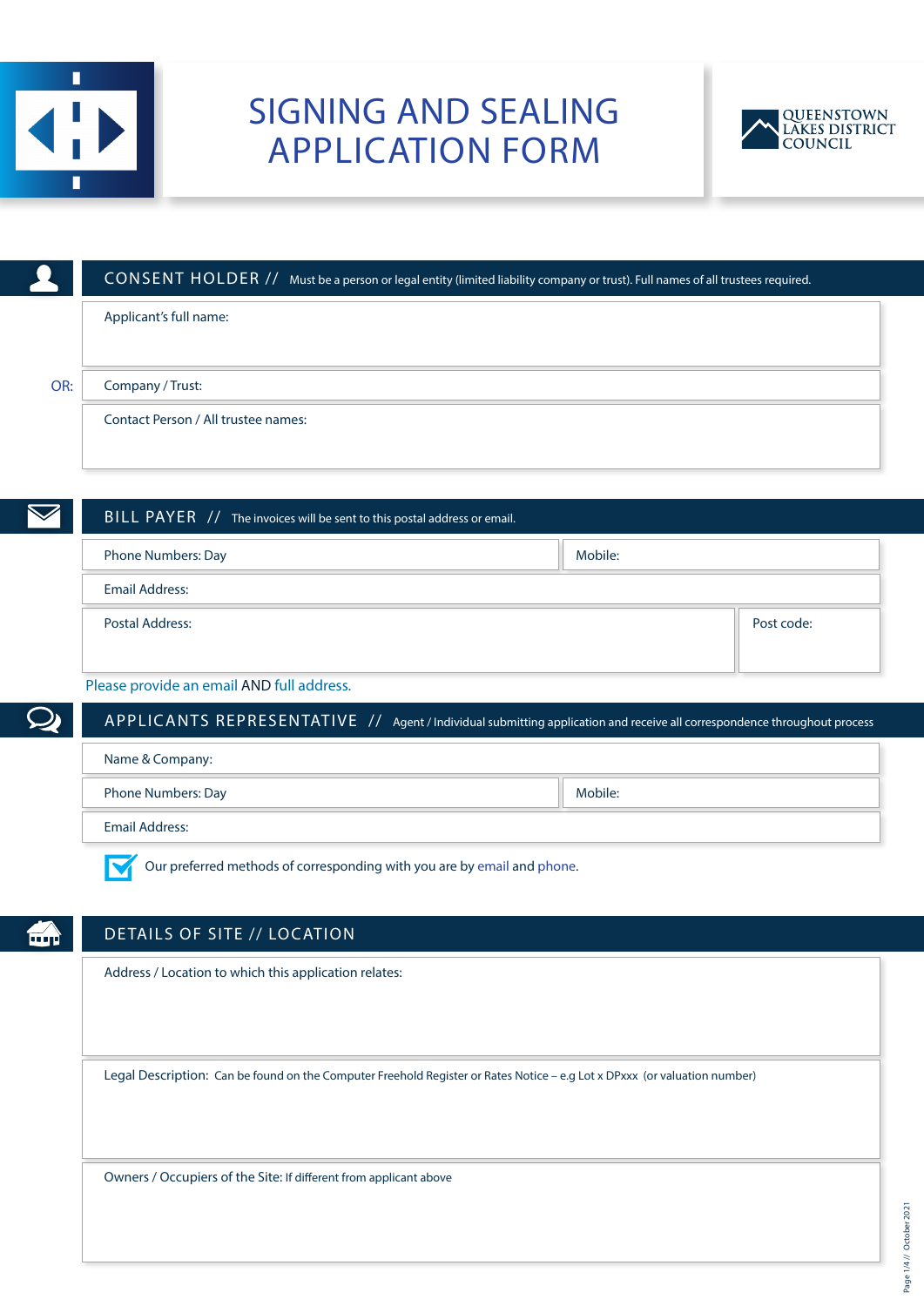# SIGNING AND SEALING APPLICATION FORM

QUEENSTOWN LAKES DISTRICT COUNCIL

## CONSENT HOLDER // Must be a person or legal entity (limited liability company or trust). Full names of all trustees required.

Applicant's full name:

OR: Company / Trust:

Contact Person / All trustee names:

## BILL PAYER // The invoices will be sent to this postal address or email.

| | |
|---|---|
| Phone Numbers: Day | Mobile: |
| Email Address: | |
| Postal Address: | Post code: |

Please provide an email AND full address.

## APPLICANTS REPRESENTATIVE // Agent / Individual submitting application and receive all correspondence throughout process

| | |
|---|---|
| Name & Company: | |
| Phone Numbers: Day | Mobile: |
| Email Address: | |

☑ Our preferred methods of corresponding with you are by email and phone.

## DETAILS OF SITE // LOCATION

Address / Location to which this application relates:

Legal Description: Can be found on the Computer Freehold Register or Rates Notice – e.g Lot x DPxxx (or valuation number)

Owners / Occupiers of the Site: If different from applicant above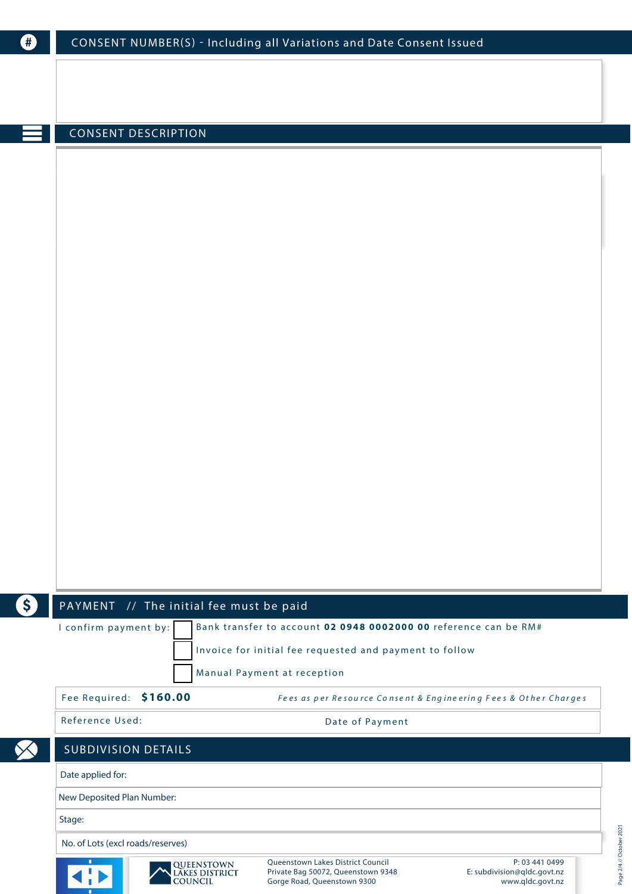## CONSENT NUMBER(S) - Including all Variations and Date Consent Issued

## CONSENT DESCRIPTION

## PAYMENT // The initial fee must be paid

I confirm payment by:

- [ ] Bank transfer to account **02 0948 0002000 00** reference can be RM#
- [ ] Invoice for initial fee requested and payment to follow
- [ ] Manual Payment at reception

| | |
|---|---|
| Fee Required: **$160.00** | *Fees as per Resource Consent & Engineering Fees & Other Charges* |
| Reference Used: | Date of Payment |

## SUBDIVISION DETAILS

| |
|---|
| Date applied for: |
| New Deposited Plan Number: |
| Stage: |
| No. of Lots (excl roads/reserves) |

QUEENSTOWN LAKES DISTRICT COUNCIL

Queenstown Lakes District Council
Private Bag 50072, Queenstown 9348
Gorge Road, Queenstown 9300

P: 03 441 0499
E: subdivision@qldc.govt.nz
www.qldc.govt.nz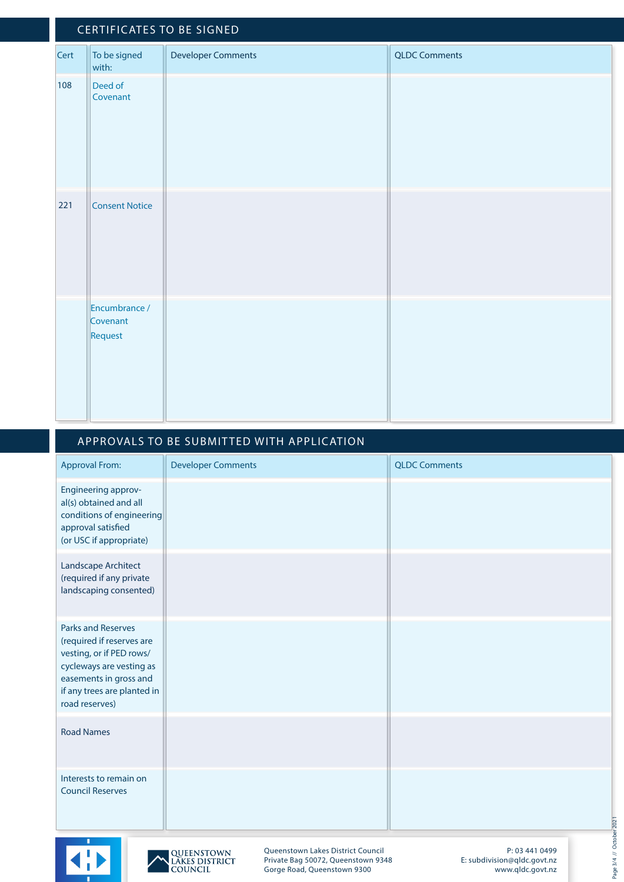## CERTIFICATES TO BE SIGNED

| Cert | To be signed with: | Developer Comments | QLDC Comments |
|---|---|---|---|
| 108 | Deed of Covenant | | |
| 221 | Consent Notice | | |
| | Encumbrance / Covenant Request | | |

## APPROVALS TO BE SUBMITTED WITH APPLICATION

| Approval From: | Developer Comments | QLDC Comments |
|---|---|---|
| Engineering approval(s) obtained and all conditions of engineering approval satisfied (or USC if appropriate) | | |
| Landscape Architect (required if any private landscaping consented) | | |
| Parks and Reserves (required if reserves are vesting, or if PED rows/ cycleways are vesting as easements in gross and if any trees are planted in road reserves) | | |
| Road Names | | |
| Interests to remain on Council Reserves | | |

QUEENSTOWN LAKES DISTRICT COUNCIL

Queenstown Lakes District Council
Private Bag 50072, Queenstown 9348
Gorge Road, Queenstown 9300

P: 03 441 0499
E: subdivision@qldc.govt.nz
www.qldc.govt.nz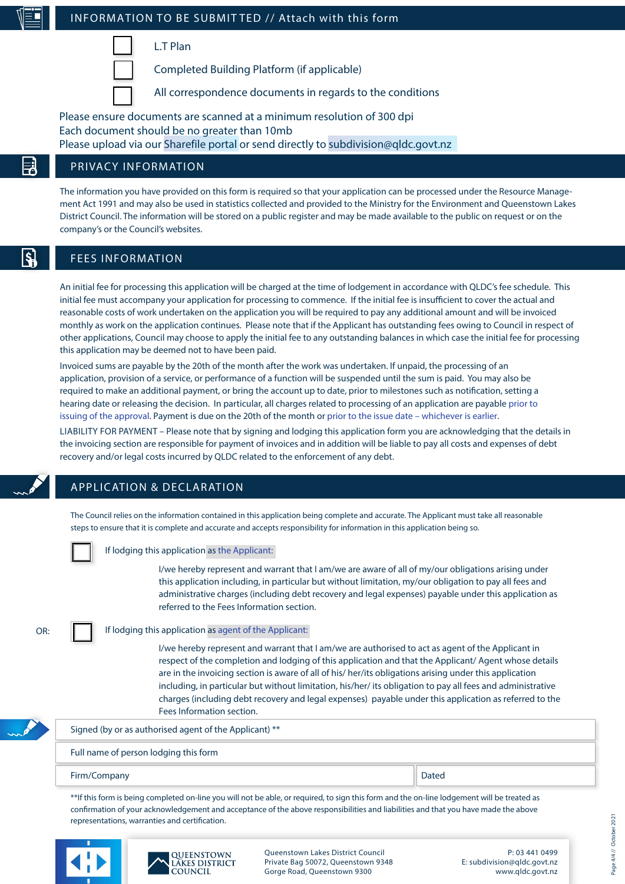## INFORMATION TO BE SUBMITTED // Attach with this form

- [ ] L.T Plan
- [ ] Completed Building Platform (if applicable)
- [ ] All correspondence documents in regards to the conditions

Please ensure documents are scanned at a minimum resolution of 300 dpi
Each document should be no greater than 10mb
Please upload via our Sharefile portal or send directly to subdivision@qldc.govt.nz

## PRIVACY INFORMATION

The information you have provided on this form is required so that your application can be processed under the Resource Management Act 1991 and may also be used in statistics collected and provided to the Ministry for the Environment and Queenstown Lakes District Council. The information will be stored on a public register and may be made available to the public on request or on the company's or the Council's websites.

## FEES INFORMATION

An initial fee for processing this application will be charged at the time of lodgement in accordance with QLDC's fee schedule. This initial fee must accompany your application for processing to commence. If the initial fee is insufficient to cover the actual and reasonable costs of work undertaken on the application you will be required to pay any additional amount and will be invoiced monthly as work on the application continues. Please note that if the Applicant has outstanding fees owing to Council in respect of other applications, Council may choose to apply the initial fee to any outstanding balances in which case the initial fee for processing this application may be deemed not to have been paid.

Invoiced sums are payable by the 20th of the month after the work was undertaken. If unpaid, the processing of an application, provision of a service, or performance of a function will be suspended until the sum is paid. You may also be required to make an additional payment, or bring the account up to date, prior to milestones such as notification, setting a hearing date or releasing the decision. In particular, all charges related to processing of an application are payable prior to issuing of the approval. Payment is due on the 20th of the month or prior to the issue date – whichever is earlier.

LIABILITY FOR PAYMENT – Please note that by signing and lodging this application form you are acknowledging that the details in the invoicing section are responsible for payment of invoices and in addition will be liable to pay all costs and expenses of debt recovery and/or legal costs incurred by QLDC related to the enforcement of any debt.

## APPLICATION & DECLARATION

The Council relies on the information contained in this application being complete and accurate. The Applicant must take all reasonable steps to ensure that it is complete and accurate and accepts responsibility for information in this application being so.

- [ ] If lodging this application as the Applicant:

I/we hereby represent and warrant that I am/we are aware of all of my/our obligations arising under this application including, in particular but without limitation, my/our obligation to pay all fees and administrative charges (including debt recovery and legal expenses) payable under this application as referred to the Fees Information section.

OR:

- [ ] If lodging this application as agent of the Applicant:

I/we hereby represent and warrant that I am/we are authorised to act as agent of the Applicant in respect of the completion and lodging of this application and that the Applicant/ Agent whose details are in the invoicing section is aware of all of his/ her/its obligations arising under this application including, in particular but without limitation, his/her/ its obligation to pay all fees and administrative charges (including debt recovery and legal expenses) payable under this application as referred to the Fees Information section.

| | |
|---|---|
| Signed (by or as authorised agent of the Applicant) ** | |
| Full name of person lodging this form | |
| Firm/Company | Dated |

**If this form is being completed on-line you will not be able, or required, to sign this form and the on-line lodgement will be treated as confirmation of your acknowledgement and acceptance of the above responsibilities and liabilities and that you have made the above representations, warranties and certification.

QUEENSTOWN LAKES DISTRICT COUNCIL

Queenstown Lakes District Council
Private Bag 50072, Queenstown 9348
Gorge Road, Queenstown 9300

P: 03 441 0499
E: subdivision@qldc.govt.nz
www.qldc.govt.nz